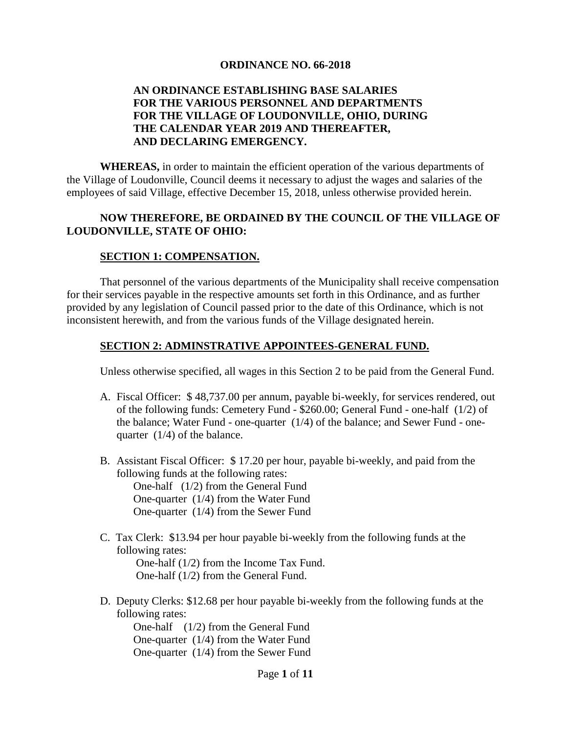**ORDINANCE NO. 66-2018**

**AN ORDINANCE ESTABLISHING BASE SALARIES FOR THE VARIOUS PERSONNEL AND DEPARTMENTS FOR THE VILLAGE OF LOUDONVILLE, OHIO, DURING THE CALENDAR YEAR 2019 AND THEREAFTER, AND DECLARING EMERGENCY.**

**WHEREAS,** in order to maintain the efficient operation of the various departments of the Village of Loudonville, Council deems it necessary to adjust the wages and salaries of the employees of said Village, effective December 15, 2018, unless otherwise provided herein.

**NOW THEREFORE, BE ORDAINED BY THE COUNCIL OF THE VILLAGE OF LOUDONVILLE, STATE OF OHIO:**

**SECTION 1: COMPENSATION.**

That personnel of the various departments of the Municipality shall receive compensation for their services payable in the respective amounts set forth in this Ordinance, and as further provided by any legislation of Council passed prior to the date of this Ordinance, which is not inconsistent herewith, and from the various funds of the Village designated herein.

**SECTION 2: ADMINSTRATIVE APPOINTEES-GENERAL FUND.**

Unless otherwise specified, all wages in this Section 2 to be paid from the General Fund.

A. Fiscal Officer: $ 48,737.00 per annum, payable bi-weekly, for services rendered, out of the following funds: Cemetery Fund - $260.00; General Fund - one-half (1/2) of the balance; Water Fund - one-quarter (1/4) of the balance; and Sewer Fund - one-quarter (1/4) of the balance.

B. Assistant Fiscal Officer: $ 17.20 per hour, payable bi-weekly, and paid from the following funds at the following rates:
   One-half (1/2) from the General Fund
   One-quarter (1/4) from the Water Fund
   One-quarter (1/4) from the Sewer Fund

C. Tax Clerk: $13.94 per hour payable bi-weekly from the following funds at the following rates:
   One-half (1/2) from the Income Tax Fund.
   One-half (1/2) from the General Fund.

D. Deputy Clerks: $12.68 per hour payable bi-weekly from the following funds at the following rates:
   One-half (1/2) from the General Fund
   One-quarter (1/4) from the Water Fund
   One-quarter (1/4) from the Sewer Fund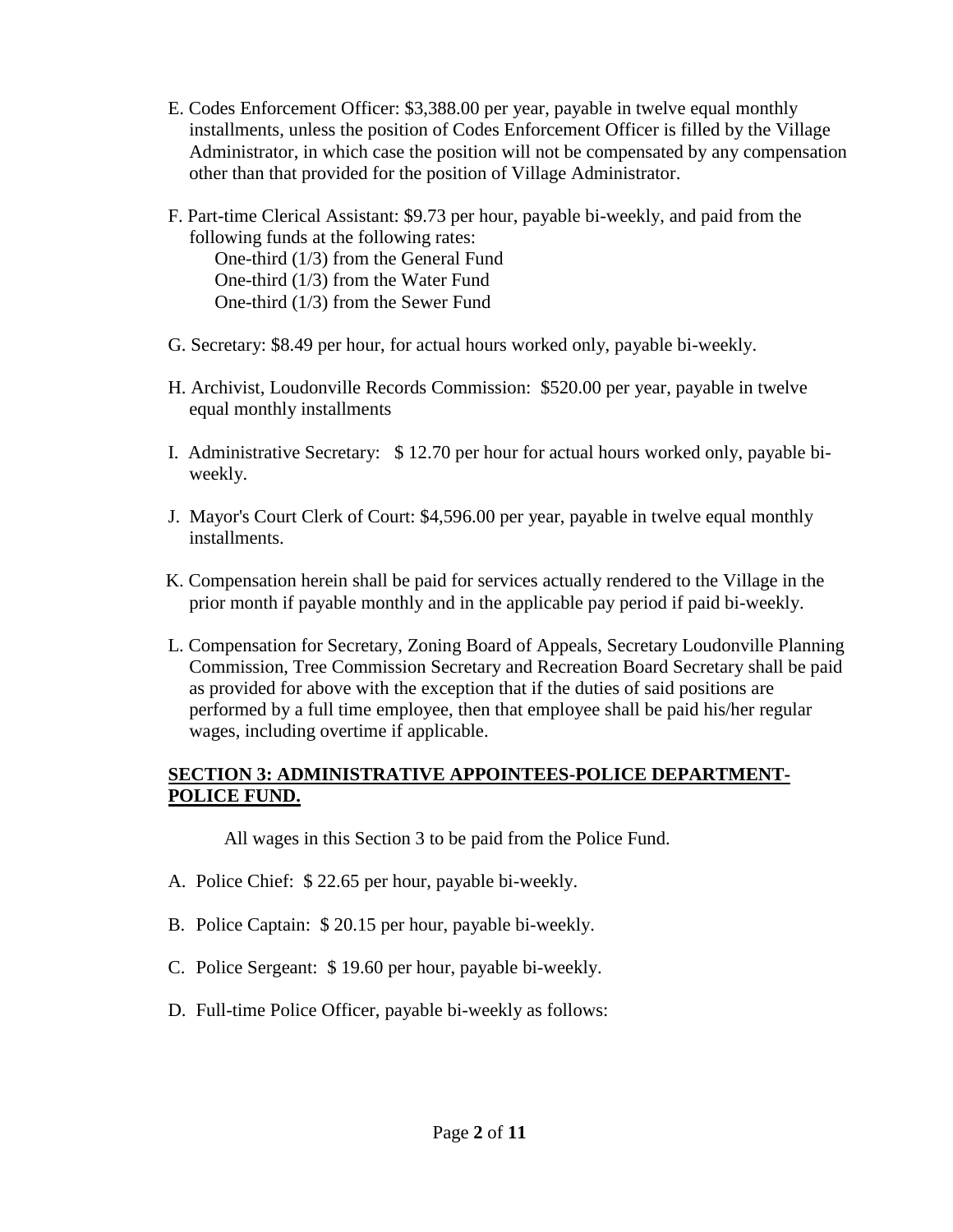E. Codes Enforcement Officer: $3,388.00 per year, payable in twelve equal monthly installments, unless the position of Codes Enforcement Officer is filled by the Village Administrator, in which case the position will not be compensated by any compensation other than that provided for the position of Village Administrator.

F. Part-time Clerical Assistant: $9.73 per hour, payable bi-weekly, and paid from the following funds at the following rates:
   One-third (1/3) from the General Fund
   One-third (1/3) from the Water Fund
   One-third (1/3) from the Sewer Fund

G. Secretary: $8.49 per hour, for actual hours worked only, payable bi-weekly.

H. Archivist, Loudonville Records Commission: $520.00 per year, payable in twelve equal monthly installments

I. Administrative Secretary: $ 12.70 per hour for actual hours worked only, payable bi-weekly.

J. Mayor's Court Clerk of Court: $4,596.00 per year, payable in twelve equal monthly installments.

K. Compensation herein shall be paid for services actually rendered to the Village in the prior month if payable monthly and in the applicable pay period if paid bi-weekly.

L. Compensation for Secretary, Zoning Board of Appeals, Secretary Loudonville Planning Commission, Tree Commission Secretary and Recreation Board Secretary shall be paid as provided for above with the exception that if the duties of said positions are performed by a full time employee, then that employee shall be paid his/her regular wages, including overtime if applicable.

**SECTION 3: ADMINISTRATIVE APPOINTEES-POLICE DEPARTMENT-POLICE FUND.**

All wages in this Section 3 to be paid from the Police Fund.

A. Police Chief: $ 22.65 per hour, payable bi-weekly.

B. Police Captain: $ 20.15 per hour, payable bi-weekly.

C. Police Sergeant: $ 19.60 per hour, payable bi-weekly.

D. Full-time Police Officer, payable bi-weekly as follows: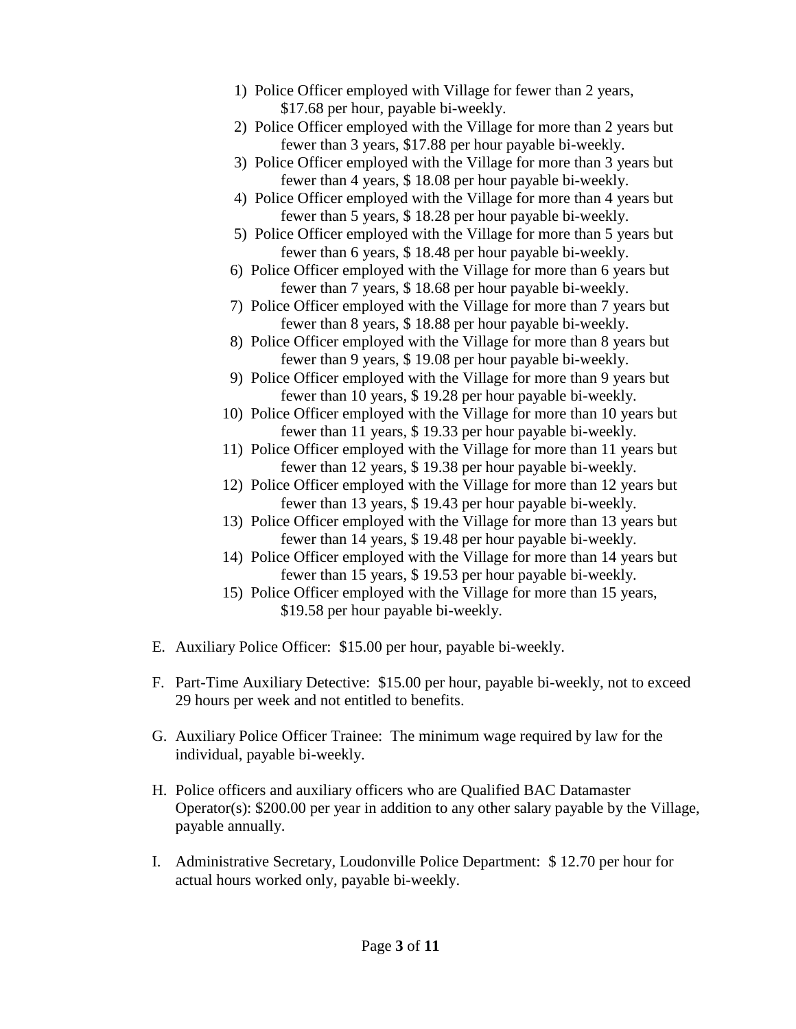1) Police Officer employed with Village for fewer than 2 years, $17.68 per hour, payable bi-weekly.
2) Police Officer employed with the Village for more than 2 years but fewer than 3 years, $17.88 per hour payable bi-weekly.
3) Police Officer employed with the Village for more than 3 years but fewer than 4 years, $ 18.08 per hour payable bi-weekly.
4) Police Officer employed with the Village for more than 4 years but fewer than 5 years, $ 18.28 per hour payable bi-weekly.
5) Police Officer employed with the Village for more than 5 years but fewer than 6 years, $ 18.48 per hour payable bi-weekly.
6) Police Officer employed with the Village for more than 6 years but fewer than 7 years, $ 18.68 per hour payable bi-weekly.
7) Police Officer employed with the Village for more than 7 years but fewer than 8 years, $ 18.88 per hour payable bi-weekly.
8) Police Officer employed with the Village for more than 8 years but fewer than 9 years, $ 19.08 per hour payable bi-weekly.
9) Police Officer employed with the Village for more than 9 years but fewer than 10 years, $ 19.28 per hour payable bi-weekly.
10) Police Officer employed with the Village for more than 10 years but fewer than 11 years, $ 19.33 per hour payable bi-weekly.
11) Police Officer employed with the Village for more than 11 years but fewer than 12 years, $ 19.38 per hour payable bi-weekly.
12) Police Officer employed with the Village for more than 12 years but fewer than 13 years, $ 19.43 per hour payable bi-weekly.
13) Police Officer employed with the Village for more than 13 years but fewer than 14 years, $ 19.48 per hour payable bi-weekly.
14) Police Officer employed with the Village for more than 14 years but fewer than 15 years, $ 19.53 per hour payable bi-weekly.
15) Police Officer employed with the Village for more than 15 years, $19.58 per hour payable bi-weekly.

E. Auxiliary Police Officer: $15.00 per hour, payable bi-weekly.

F. Part-Time Auxiliary Detective: $15.00 per hour, payable bi-weekly, not to exceed 29 hours per week and not entitled to benefits.

G. Auxiliary Police Officer Trainee: The minimum wage required by law for the individual, payable bi-weekly.

H. Police officers and auxiliary officers who are Qualified BAC Datamaster Operator(s): $200.00 per year in addition to any other salary payable by the Village, payable annually.

I. Administrative Secretary, Loudonville Police Department: $ 12.70 per hour for actual hours worked only, payable bi-weekly.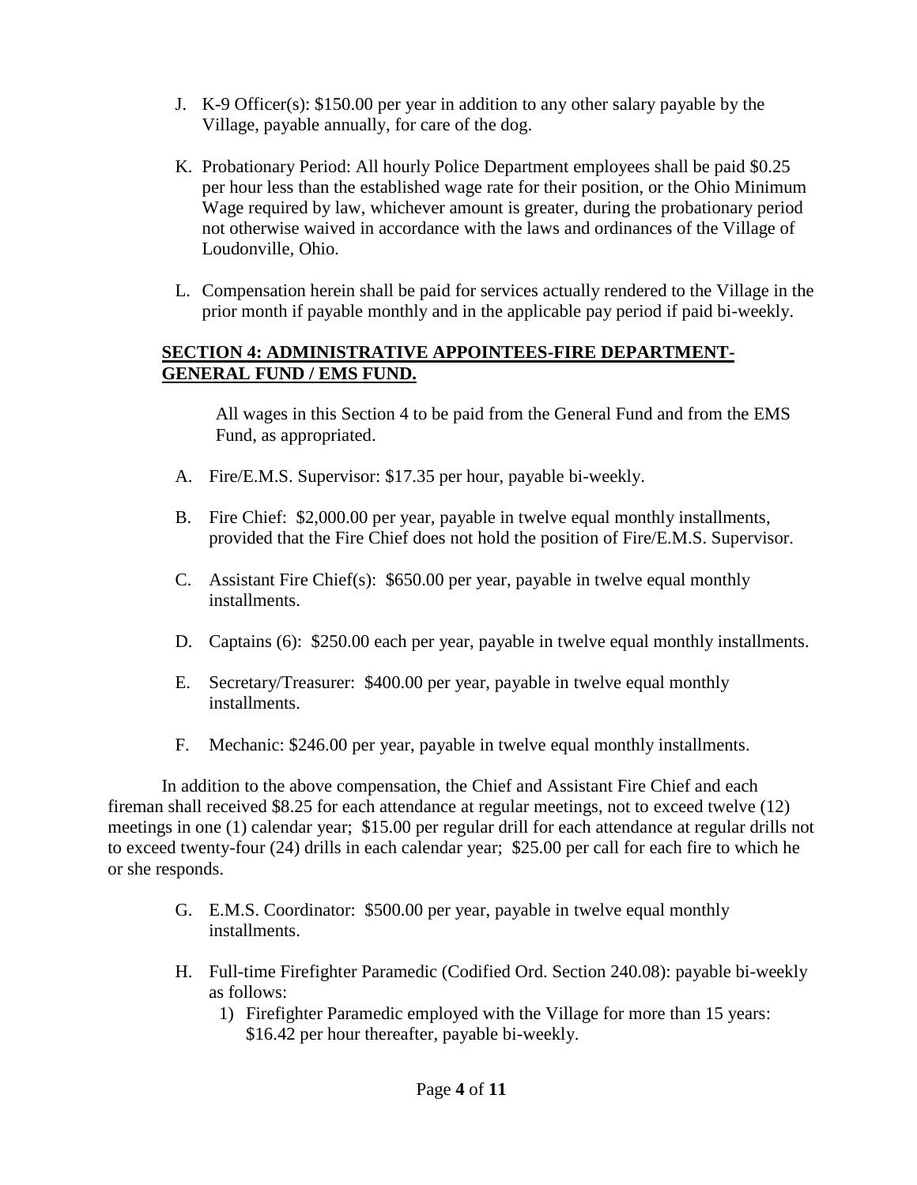J. K-9 Officer(s): $150.00 per year in addition to any other salary payable by the Village, payable annually, for care of the dog.

K. Probationary Period: All hourly Police Department employees shall be paid $0.25 per hour less than the established wage rate for their position, or the Ohio Minimum Wage required by law, whichever amount is greater, during the probationary period not otherwise waived in accordance with the laws and ordinances of the Village of Loudonville, Ohio.

L. Compensation herein shall be paid for services actually rendered to the Village in the prior month if payable monthly and in the applicable pay period if paid bi-weekly.

**SECTION 4: ADMINISTRATIVE APPOINTEES-FIRE DEPARTMENT-GENERAL FUND / EMS FUND.**

All wages in this Section 4 to be paid from the General Fund and from the EMS Fund, as appropriated.

A. Fire/E.M.S. Supervisor: $17.35 per hour, payable bi-weekly.

B. Fire Chief: $2,000.00 per year, payable in twelve equal monthly installments, provided that the Fire Chief does not hold the position of Fire/E.M.S. Supervisor.

C. Assistant Fire Chief(s): $650.00 per year, payable in twelve equal monthly installments.

D. Captains (6): $250.00 each per year, payable in twelve equal monthly installments.

E. Secretary/Treasurer: $400.00 per year, payable in twelve equal monthly installments.

F. Mechanic: $246.00 per year, payable in twelve equal monthly installments.

In addition to the above compensation, the Chief and Assistant Fire Chief and each fireman shall received $8.25 for each attendance at regular meetings, not to exceed twelve (12) meetings in one (1) calendar year; $15.00 per regular drill for each attendance at regular drills not to exceed twenty-four (24) drills in each calendar year; $25.00 per call for each fire to which he or she responds.

G. E.M.S. Coordinator: $500.00 per year, payable in twelve equal monthly installments.

H. Full-time Firefighter Paramedic (Codified Ord. Section 240.08): payable bi-weekly as follows:
   1) Firefighter Paramedic employed with the Village for more than 15 years: $16.42 per hour thereafter, payable bi-weekly.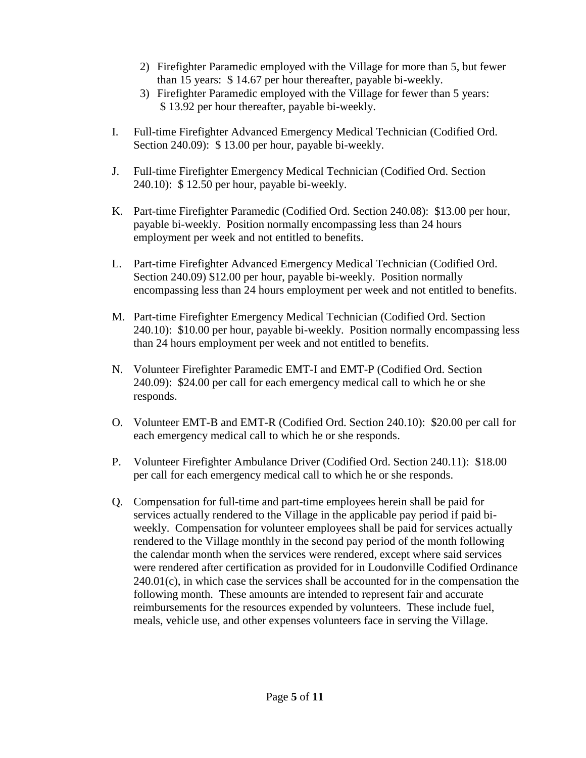2) Firefighter Paramedic employed with the Village for more than 5, but fewer than 15 years: $ 14.67 per hour thereafter, payable bi-weekly.
3) Firefighter Paramedic employed with the Village for fewer than 5 years: $ 13.92 per hour thereafter, payable bi-weekly.

I. Full-time Firefighter Advanced Emergency Medical Technician (Codified Ord. Section 240.09): $ 13.00 per hour, payable bi-weekly.

J. Full-time Firefighter Emergency Medical Technician (Codified Ord. Section 240.10): $ 12.50 per hour, payable bi-weekly.

K. Part-time Firefighter Paramedic (Codified Ord. Section 240.08): $13.00 per hour, payable bi-weekly. Position normally encompassing less than 24 hours employment per week and not entitled to benefits.

L. Part-time Firefighter Advanced Emergency Medical Technician (Codified Ord. Section 240.09) $12.00 per hour, payable bi-weekly. Position normally encompassing less than 24 hours employment per week and not entitled to benefits.

M. Part-time Firefighter Emergency Medical Technician (Codified Ord. Section 240.10): $10.00 per hour, payable bi-weekly. Position normally encompassing less than 24 hours employment per week and not entitled to benefits.

N. Volunteer Firefighter Paramedic EMT-I and EMT-P (Codified Ord. Section 240.09): $24.00 per call for each emergency medical call to which he or she responds.

O. Volunteer EMT-B and EMT-R (Codified Ord. Section 240.10): $20.00 per call for each emergency medical call to which he or she responds.

P. Volunteer Firefighter Ambulance Driver (Codified Ord. Section 240.11): $18.00 per call for each emergency medical call to which he or she responds.

Q. Compensation for full-time and part-time employees herein shall be paid for services actually rendered to the Village in the applicable pay period if paid bi-weekly. Compensation for volunteer employees shall be paid for services actually rendered to the Village monthly in the second pay period of the month following the calendar month when the services were rendered, except where said services were rendered after certification as provided for in Loudonville Codified Ordinance 240.01(c), in which case the services shall be accounted for in the compensation the following month. These amounts are intended to represent fair and accurate reimbursements for the resources expended by volunteers. These include fuel, meals, vehicle use, and other expenses volunteers face in serving the Village.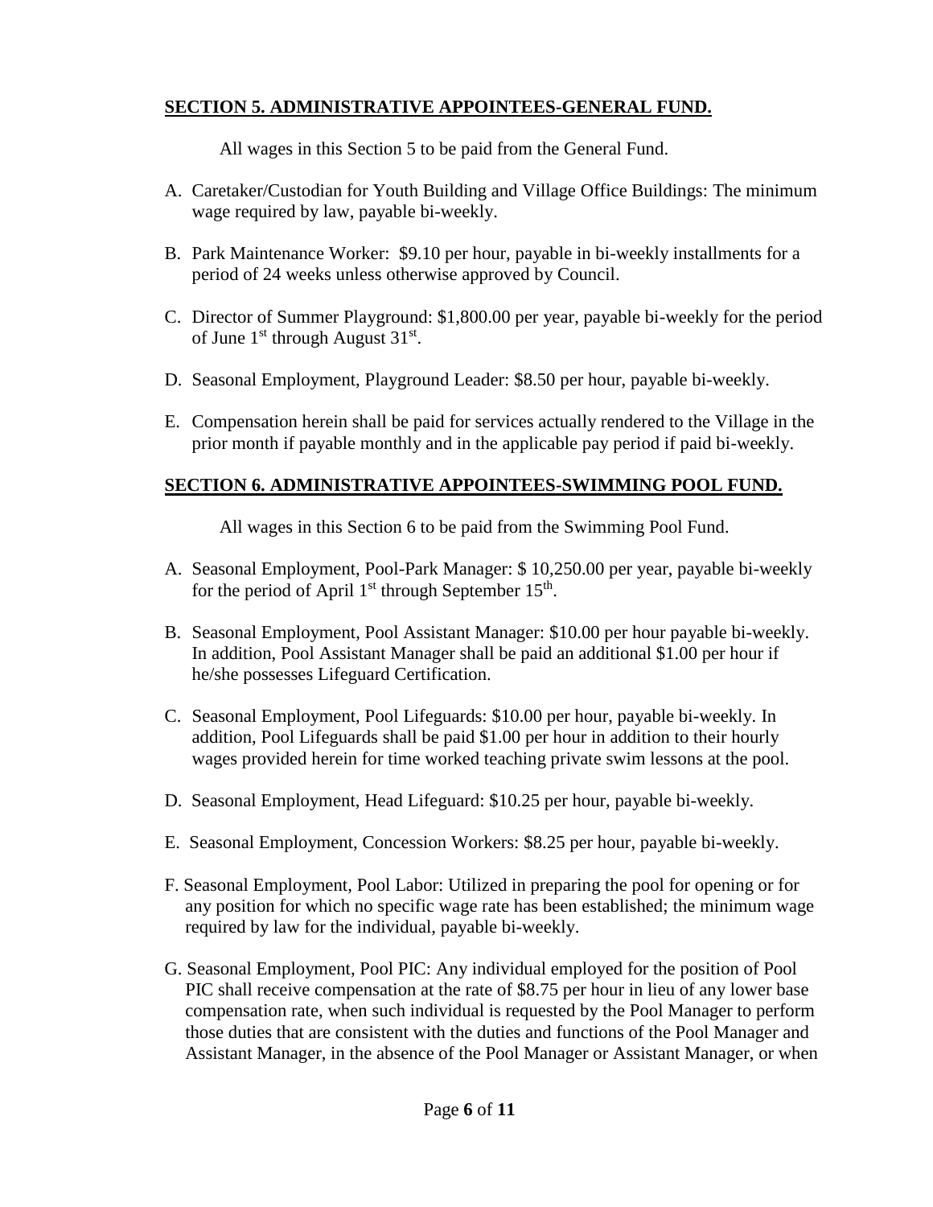## SECTION 5. ADMINISTRATIVE APPOINTEES-GENERAL FUND.

All wages in this Section 5 to be paid from the General Fund.

A. Caretaker/Custodian for Youth Building and Village Office Buildings: The minimum wage required by law, payable bi-weekly.

B. Park Maintenance Worker: $9.10 per hour, payable in bi-weekly installments for a period of 24 weeks unless otherwise approved by Council.

C. Director of Summer Playground: $1,800.00 per year, payable bi-weekly for the period of June 1st through August 31st.

D. Seasonal Employment, Playground Leader: $8.50 per hour, payable bi-weekly.

E. Compensation herein shall be paid for services actually rendered to the Village in the prior month if payable monthly and in the applicable pay period if paid bi-weekly.

## SECTION 6. ADMINISTRATIVE APPOINTEES-SWIMMING POOL FUND.

All wages in this Section 6 to be paid from the Swimming Pool Fund.

A. Seasonal Employment, Pool-Park Manager: $ 10,250.00 per year, payable bi-weekly for the period of April 1st through September 15th.

B. Seasonal Employment, Pool Assistant Manager: $10.00 per hour payable bi-weekly. In addition, Pool Assistant Manager shall be paid an additional $1.00 per hour if he/she possesses Lifeguard Certification.

C. Seasonal Employment, Pool Lifeguards: $10.00 per hour, payable bi-weekly. In addition, Pool Lifeguards shall be paid $1.00 per hour in addition to their hourly wages provided herein for time worked teaching private swim lessons at the pool.

D. Seasonal Employment, Head Lifeguard: $10.25 per hour, payable bi-weekly.

E. Seasonal Employment, Concession Workers: $8.25 per hour, payable bi-weekly.

F. Seasonal Employment, Pool Labor: Utilized in preparing the pool for opening or for any position for which no specific wage rate has been established; the minimum wage required by law for the individual, payable bi-weekly.

G. Seasonal Employment, Pool PIC: Any individual employed for the position of Pool PIC shall receive compensation at the rate of $8.75 per hour in lieu of any lower base compensation rate, when such individual is requested by the Pool Manager to perform those duties that are consistent with the duties and functions of the Pool Manager and Assistant Manager, in the absence of the Pool Manager or Assistant Manager, or when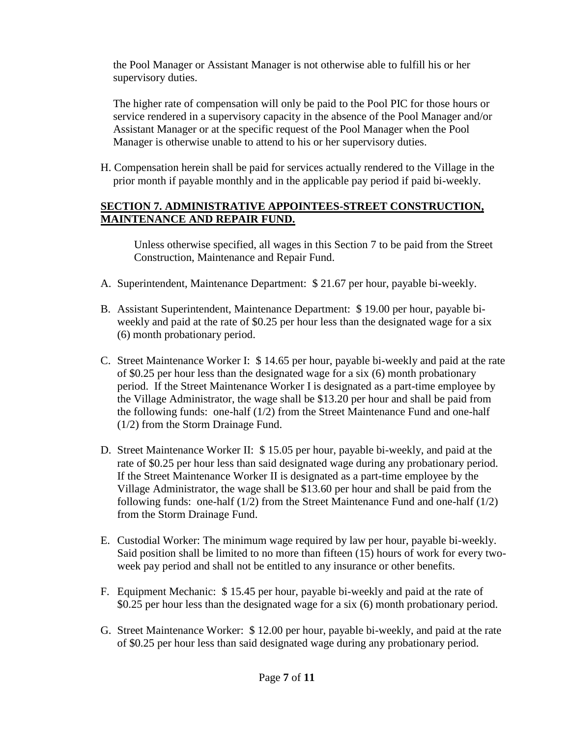the Pool Manager or Assistant Manager is not otherwise able to fulfill his or her supervisory duties.

The higher rate of compensation will only be paid to the Pool PIC for those hours or service rendered in a supervisory capacity in the absence of the Pool Manager and/or Assistant Manager or at the specific request of the Pool Manager when the Pool Manager is otherwise unable to attend to his or her supervisory duties.

H. Compensation herein shall be paid for services actually rendered to the Village in the prior month if payable monthly and in the applicable pay period if paid bi-weekly.

**SECTION 7. ADMINISTRATIVE APPOINTEES-STREET CONSTRUCTION, MAINTENANCE AND REPAIR FUND.**

Unless otherwise specified, all wages in this Section 7 to be paid from the Street Construction, Maintenance and Repair Fund.

A. Superintendent, Maintenance Department: $ 21.67 per hour, payable bi-weekly.

B. Assistant Superintendent, Maintenance Department: $ 19.00 per hour, payable bi-weekly and paid at the rate of $0.25 per hour less than the designated wage for a six (6) month probationary period.

C. Street Maintenance Worker I: $ 14.65 per hour, payable bi-weekly and paid at the rate of $0.25 per hour less than the designated wage for a six (6) month probationary period. If the Street Maintenance Worker I is designated as a part-time employee by the Village Administrator, the wage shall be $13.20 per hour and shall be paid from the following funds: one-half (1/2) from the Street Maintenance Fund and one-half (1/2) from the Storm Drainage Fund.

D. Street Maintenance Worker II: $ 15.05 per hour, payable bi-weekly, and paid at the rate of $0.25 per hour less than said designated wage during any probationary period. If the Street Maintenance Worker II is designated as a part-time employee by the Village Administrator, the wage shall be $13.60 per hour and shall be paid from the following funds: one-half (1/2) from the Street Maintenance Fund and one-half (1/2) from the Storm Drainage Fund.

E. Custodial Worker: The minimum wage required by law per hour, payable bi-weekly. Said position shall be limited to no more than fifteen (15) hours of work for every two-week pay period and shall not be entitled to any insurance or other benefits.

F. Equipment Mechanic: $ 15.45 per hour, payable bi-weekly and paid at the rate of $0.25 per hour less than the designated wage for a six (6) month probationary period.

G. Street Maintenance Worker: $ 12.00 per hour, payable bi-weekly, and paid at the rate of $0.25 per hour less than said designated wage during any probationary period.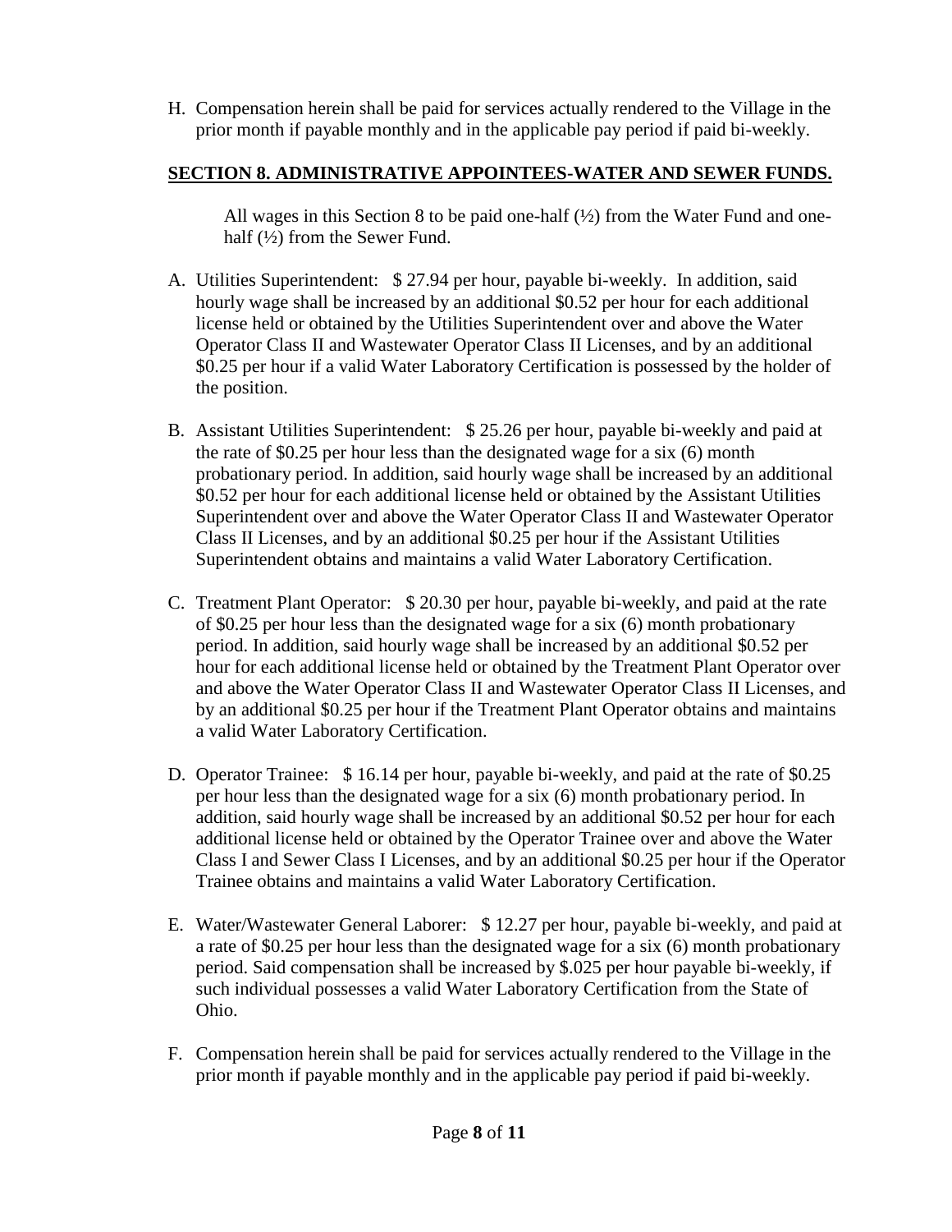H. Compensation herein shall be paid for services actually rendered to the Village in the prior month if payable monthly and in the applicable pay period if paid bi-weekly.

## SECTION 8. ADMINISTRATIVE APPOINTEES-WATER AND SEWER FUNDS.

All wages in this Section 8 to be paid one-half (½) from the Water Fund and one-half (½) from the Sewer Fund.

A. Utilities Superintendent: $ 27.94 per hour, payable bi-weekly. In addition, said hourly wage shall be increased by an additional $0.52 per hour for each additional license held or obtained by the Utilities Superintendent over and above the Water Operator Class II and Wastewater Operator Class II Licenses, and by an additional $0.25 per hour if a valid Water Laboratory Certification is possessed by the holder of the position.

B. Assistant Utilities Superintendent: $ 25.26 per hour, payable bi-weekly and paid at the rate of $0.25 per hour less than the designated wage for a six (6) month probationary period. In addition, said hourly wage shall be increased by an additional $0.52 per hour for each additional license held or obtained by the Assistant Utilities Superintendent over and above the Water Operator Class II and Wastewater Operator Class II Licenses, and by an additional $0.25 per hour if the Assistant Utilities Superintendent obtains and maintains a valid Water Laboratory Certification.

C. Treatment Plant Operator: $ 20.30 per hour, payable bi-weekly, and paid at the rate of $0.25 per hour less than the designated wage for a six (6) month probationary period. In addition, said hourly wage shall be increased by an additional $0.52 per hour for each additional license held or obtained by the Treatment Plant Operator over and above the Water Operator Class II and Wastewater Operator Class II Licenses, and by an additional $0.25 per hour if the Treatment Plant Operator obtains and maintains a valid Water Laboratory Certification.

D. Operator Trainee: $ 16.14 per hour, payable bi-weekly, and paid at the rate of $0.25 per hour less than the designated wage for a six (6) month probationary period. In addition, said hourly wage shall be increased by an additional $0.52 per hour for each additional license held or obtained by the Operator Trainee over and above the Water Class I and Sewer Class I Licenses, and by an additional $0.25 per hour if the Operator Trainee obtains and maintains a valid Water Laboratory Certification.

E. Water/Wastewater General Laborer: $ 12.27 per hour, payable bi-weekly, and paid at a rate of $0.25 per hour less than the designated wage for a six (6) month probationary period. Said compensation shall be increased by $.025 per hour payable bi-weekly, if such individual possesses a valid Water Laboratory Certification from the State of Ohio.

F. Compensation herein shall be paid for services actually rendered to the Village in the prior month if payable monthly and in the applicable pay period if paid bi-weekly.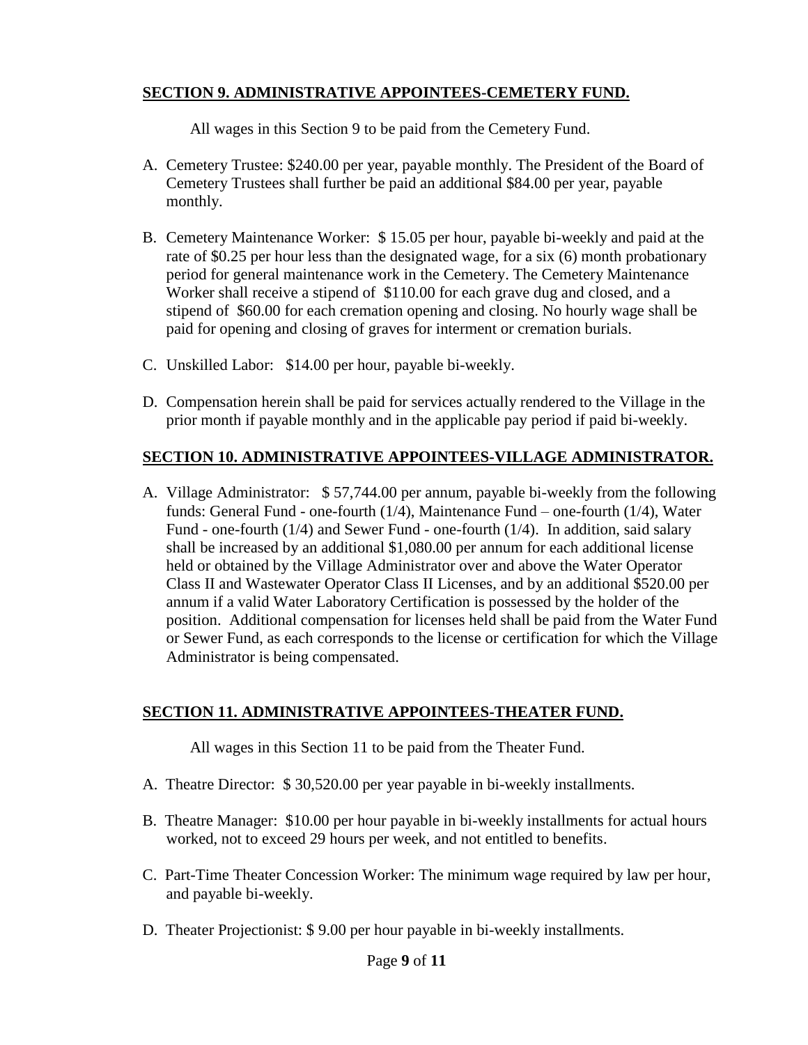## **SECTION 9. ADMINISTRATIVE APPOINTEES-CEMETERY FUND.**

All wages in this Section 9 to be paid from the Cemetery Fund.

A. Cemetery Trustee: $240.00 per year, payable monthly. The President of the Board of Cemetery Trustees shall further be paid an additional $84.00 per year, payable monthly.

B. Cemetery Maintenance Worker: $ 15.05 per hour, payable bi-weekly and paid at the rate of $0.25 per hour less than the designated wage, for a six (6) month probationary period for general maintenance work in the Cemetery. The Cemetery Maintenance Worker shall receive a stipend of $110.00 for each grave dug and closed, and a stipend of $60.00 for each cremation opening and closing. No hourly wage shall be paid for opening and closing of graves for interment or cremation burials.

C. Unskilled Labor: $14.00 per hour, payable bi-weekly.

D. Compensation herein shall be paid for services actually rendered to the Village in the prior month if payable monthly and in the applicable pay period if paid bi-weekly.

## **SECTION 10. ADMINISTRATIVE APPOINTEES-VILLAGE ADMINISTRATOR.**

A. Village Administrator: $ 57,744.00 per annum, payable bi-weekly from the following funds: General Fund - one-fourth (1/4), Maintenance Fund – one-fourth (1/4), Water Fund - one-fourth (1/4) and Sewer Fund - one-fourth (1/4). In addition, said salary shall be increased by an additional $1,080.00 per annum for each additional license held or obtained by the Village Administrator over and above the Water Operator Class II and Wastewater Operator Class II Licenses, and by an additional $520.00 per annum if a valid Water Laboratory Certification is possessed by the holder of the position. Additional compensation for licenses held shall be paid from the Water Fund or Sewer Fund, as each corresponds to the license or certification for which the Village Administrator is being compensated.

## **SECTION 11. ADMINISTRATIVE APPOINTEES-THEATER FUND.**

All wages in this Section 11 to be paid from the Theater Fund.

A. Theatre Director: $ 30,520.00 per year payable in bi-weekly installments.

B. Theatre Manager: $10.00 per hour payable in bi-weekly installments for actual hours worked, not to exceed 29 hours per week, and not entitled to benefits.

C. Part-Time Theater Concession Worker: The minimum wage required by law per hour, and payable bi-weekly.

D. Theater Projectionist: $ 9.00 per hour payable in bi-weekly installments.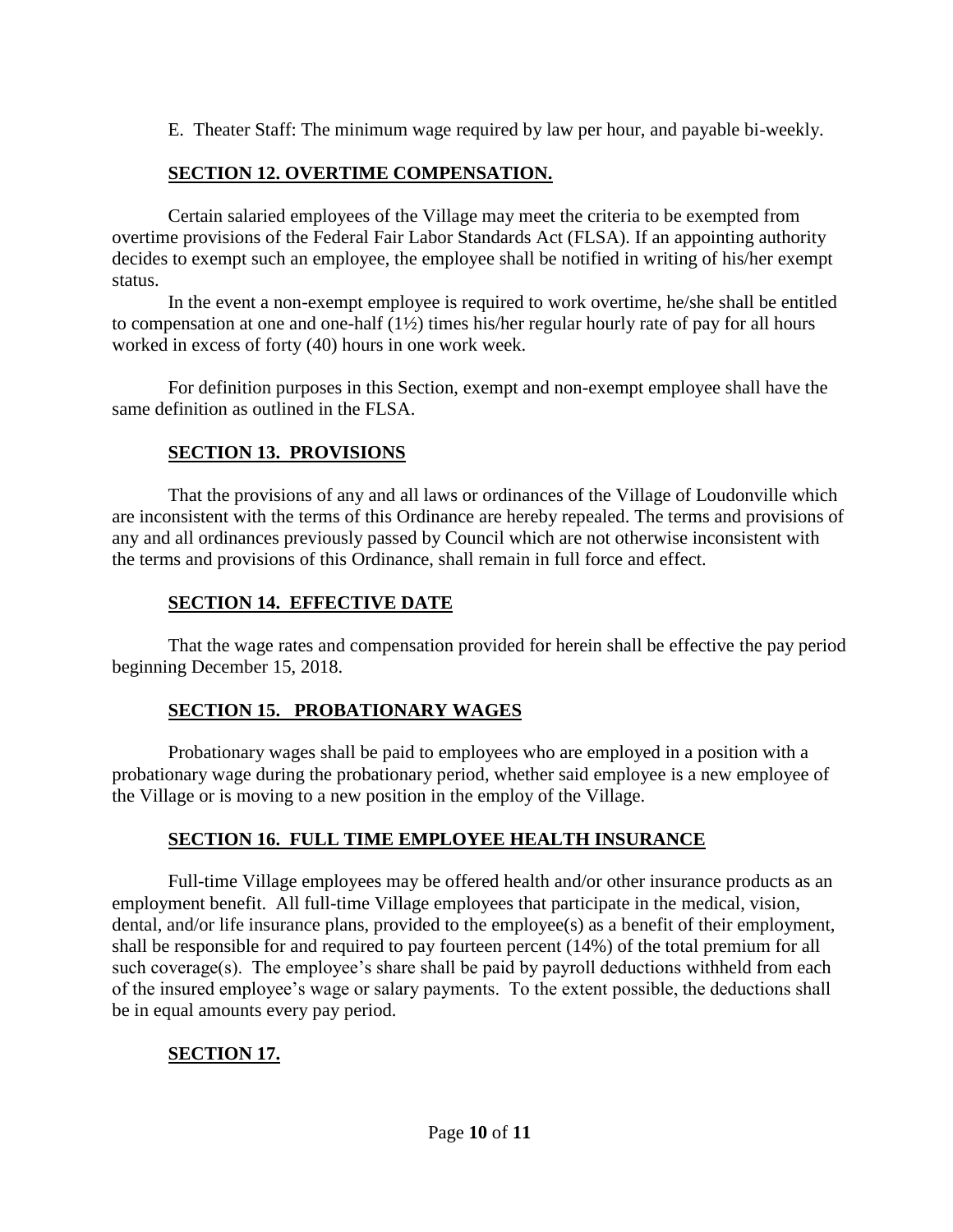E. Theater Staff: The minimum wage required by law per hour, and payable bi-weekly.

## SECTION 12. OVERTIME COMPENSATION.

Certain salaried employees of the Village may meet the criteria to be exempted from overtime provisions of the Federal Fair Labor Standards Act (FLSA). If an appointing authority decides to exempt such an employee, the employee shall be notified in writing of his/her exempt status.

In the event a non-exempt employee is required to work overtime, he/she shall be entitled to compensation at one and one-half (1½) times his/her regular hourly rate of pay for all hours worked in excess of forty (40) hours in one work week.

For definition purposes in this Section, exempt and non-exempt employee shall have the same definition as outlined in the FLSA.

## SECTION 13. PROVISIONS

That the provisions of any and all laws or ordinances of the Village of Loudonville which are inconsistent with the terms of this Ordinance are hereby repealed. The terms and provisions of any and all ordinances previously passed by Council which are not otherwise inconsistent with the terms and provisions of this Ordinance, shall remain in full force and effect.

## SECTION 14. EFFECTIVE DATE

That the wage rates and compensation provided for herein shall be effective the pay period beginning December 15, 2018.

## SECTION 15. PROBATIONARY WAGES

Probationary wages shall be paid to employees who are employed in a position with a probationary wage during the probationary period, whether said employee is a new employee of the Village or is moving to a new position in the employ of the Village.

## SECTION 16. FULL TIME EMPLOYEE HEALTH INSURANCE

Full-time Village employees may be offered health and/or other insurance products as an employment benefit. All full-time Village employees that participate in the medical, vision, dental, and/or life insurance plans, provided to the employee(s) as a benefit of their employment, shall be responsible for and required to pay fourteen percent (14%) of the total premium for all such coverage(s). The employee's share shall be paid by payroll deductions withheld from each of the insured employee's wage or salary payments. To the extent possible, the deductions shall be in equal amounts every pay period.

## SECTION 17.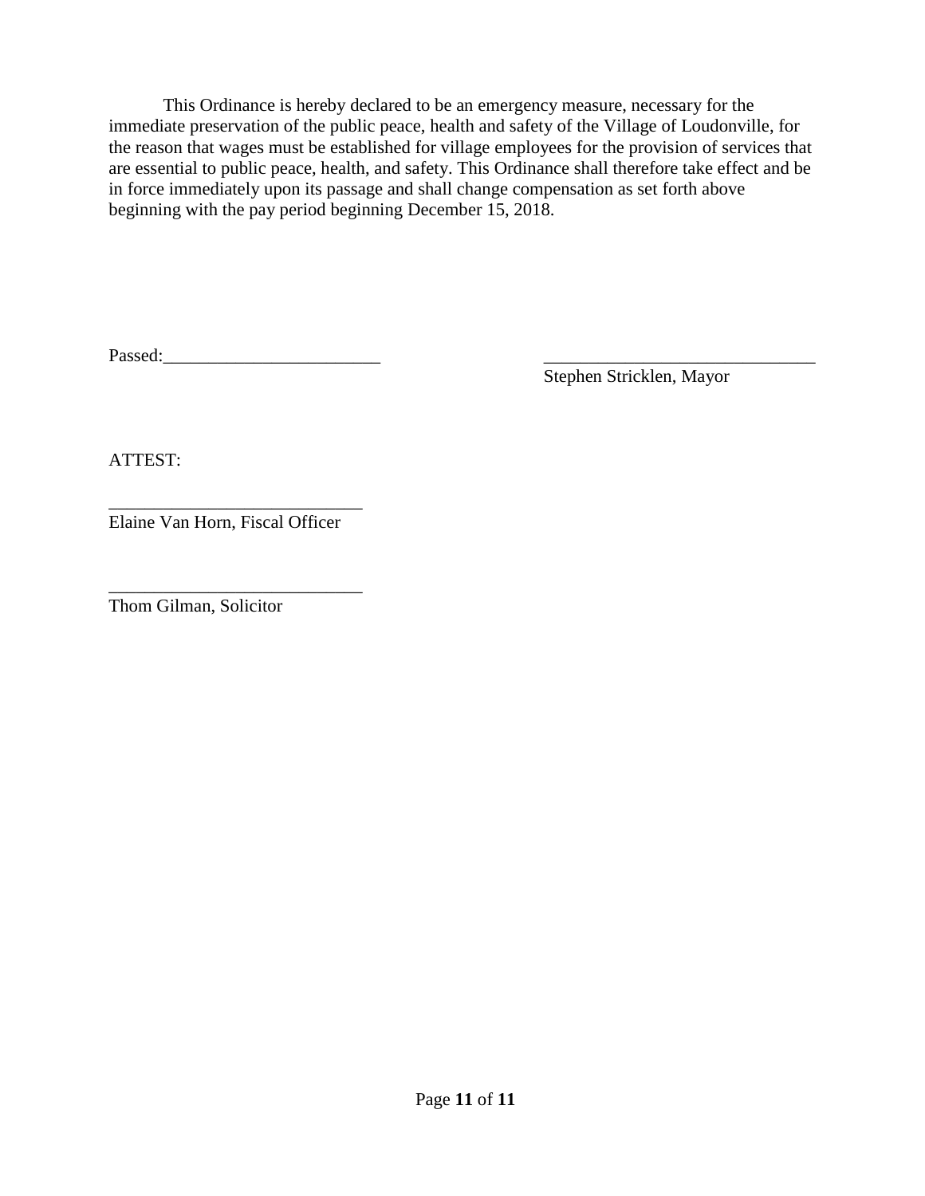This Ordinance is hereby declared to be an emergency measure, necessary for the immediate preservation of the public peace, health and safety of the Village of Loudonville, for the reason that wages must be established for village employees for the provision of services that are essential to public peace, health, and safety. This Ordinance shall therefore take effect and be in force immediately upon its passage and shall change compensation as set forth above beginning with the pay period beginning December 15, 2018.

Passed:________________________

_______________________________
Stephen Stricklen, Mayor

ATTEST:

____________________________
Elaine Van Horn, Fiscal Officer

____________________________
Thom Gilman, Solicitor